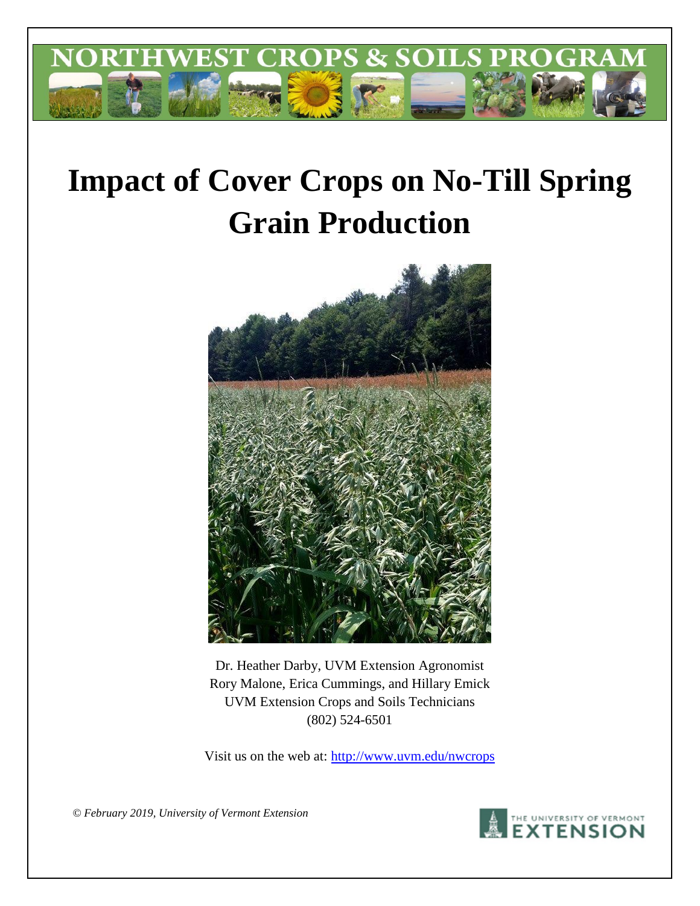NORTHWEST CROPS & SOILS PROGRAM

# Impact of Cover Crops on No-Till Spring Grain Production

Dr. Heather Darby, UVM Extension Agronomist
Rory Malone, Erica Cummings, and Hillary Emick
UVM Extension Crops and Soils Technicians
(802) 524-6501

Visit us on the web at: http://www.uvm.edu/nwcrops

*© February 2019, University of Vermont Extension*

THE UNIVERSITY OF VERMONT EXTENSION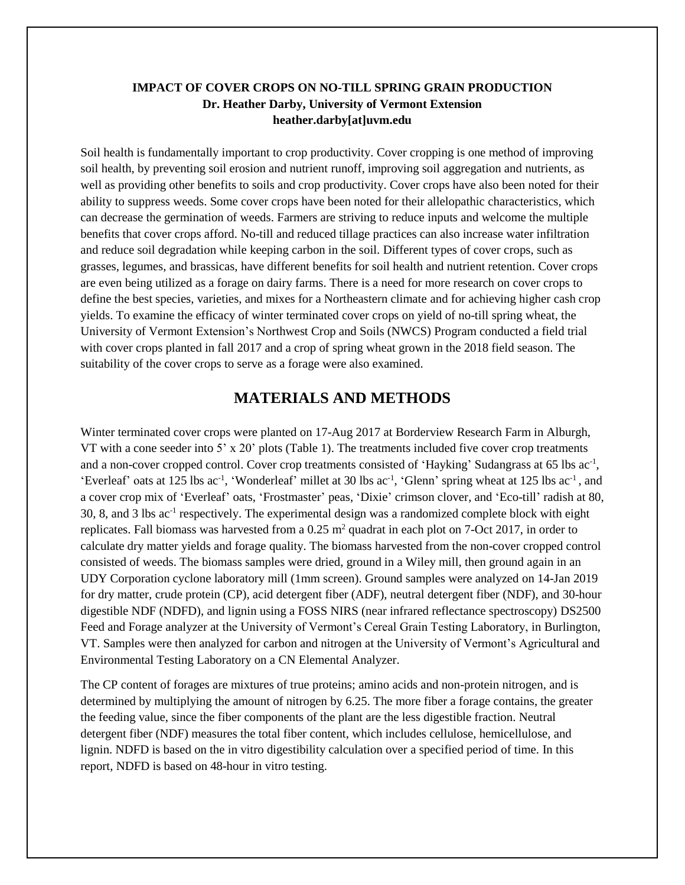**IMPACT OF COVER CROPS ON NO-TILL SPRING GRAIN PRODUCTION**
**Dr. Heather Darby, University of Vermont Extension**
**heather.darby[at]uvm.edu**

Soil health is fundamentally important to crop productivity. Cover cropping is one method of improving soil health, by preventing soil erosion and nutrient runoff, improving soil aggregation and nutrients, as well as providing other benefits to soils and crop productivity. Cover crops have also been noted for their ability to suppress weeds. Some cover crops have been noted for their allelopathic characteristics, which can decrease the germination of weeds. Farmers are striving to reduce inputs and welcome the multiple benefits that cover crops afford. No-till and reduced tillage practices can also increase water infiltration and reduce soil degradation while keeping carbon in the soil. Different types of cover crops, such as grasses, legumes, and brassicas, have different benefits for soil health and nutrient retention. Cover crops are even being utilized as a forage on dairy farms. There is a need for more research on cover crops to define the best species, varieties, and mixes for a Northeastern climate and for achieving higher cash crop yields. To examine the efficacy of winter terminated cover crops on yield of no-till spring wheat, the University of Vermont Extension's Northwest Crop and Soils (NWCS) Program conducted a field trial with cover crops planted in fall 2017 and a crop of spring wheat grown in the 2018 field season. The suitability of the cover crops to serve as a forage were also examined.

## MATERIALS AND METHODS

Winter terminated cover crops were planted on 17-Aug 2017 at Borderview Research Farm in Alburgh, VT with a cone seeder into 5' x 20' plots (Table 1). The treatments included five cover crop treatments and a non-cover cropped control. Cover crop treatments consisted of 'Hayking' Sudangrass at 65 lbs ac$^{-1}$, 'Everleaf' oats at 125 lbs ac$^{-1}$, 'Wonderleaf' millet at 30 lbs ac$^{-1}$, 'Glenn' spring wheat at 125 lbs ac$^{-1}$, and a cover crop mix of 'Everleaf' oats, 'Frostmaster' peas, 'Dixie' crimson clover, and 'Eco-till' radish at 80, 30, 8, and 3 lbs ac$^{-1}$ respectively. The experimental design was a randomized complete block with eight replicates. Fall biomass was harvested from a 0.25 m$^2$ quadrat in each plot on 7-Oct 2017, in order to calculate dry matter yields and forage quality. The biomass harvested from the non-cover cropped control consisted of weeds. The biomass samples were dried, ground in a Wiley mill, then ground again in an UDY Corporation cyclone laboratory mill (1mm screen). Ground samples were analyzed on 14-Jan 2019 for dry matter, crude protein (CP), acid detergent fiber (ADF), neutral detergent fiber (NDF), and 30-hour digestible NDF (NDFD), and lignin using a FOSS NIRS (near infrared reflectance spectroscopy) DS2500 Feed and Forage analyzer at the University of Vermont's Cereal Grain Testing Laboratory, in Burlington, VT. Samples were then analyzed for carbon and nitrogen at the University of Vermont's Agricultural and Environmental Testing Laboratory on a CN Elemental Analyzer.

The CP content of forages are mixtures of true proteins; amino acids and non-protein nitrogen, and is determined by multiplying the amount of nitrogen by 6.25. The more fiber a forage contains, the greater the feeding value, since the fiber components of the plant are the less digestible fraction. Neutral detergent fiber (NDF) measures the total fiber content, which includes cellulose, hemicellulose, and lignin. NDFD is based on the in vitro digestibility calculation over a specified period of time. In this report, NDFD is based on 48-hour in vitro testing.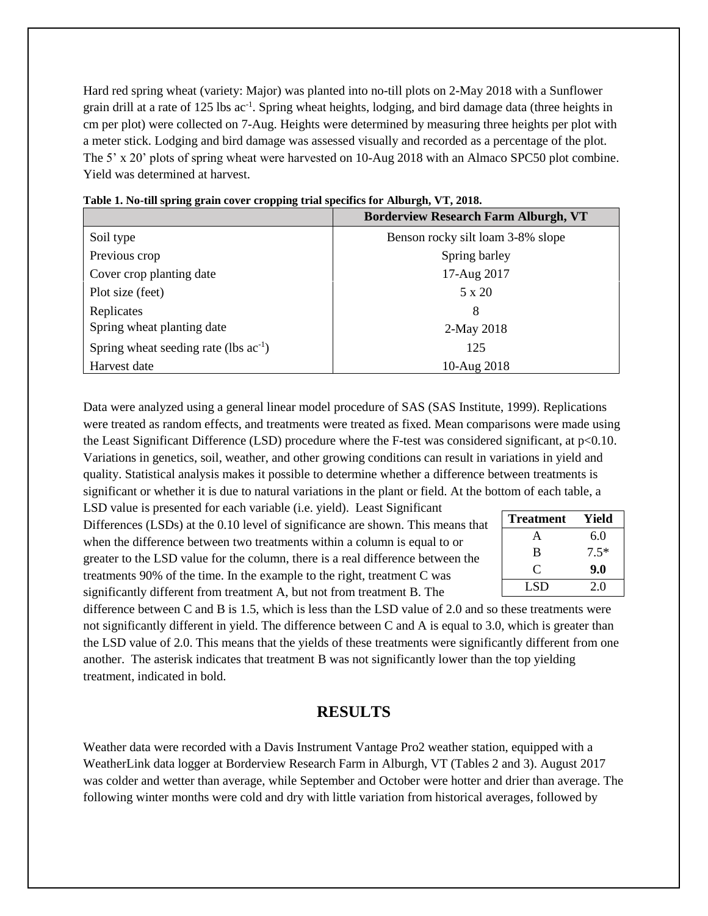Hard red spring wheat (variety: Major) was planted into no-till plots on 2-May 2018 with a Sunflower grain drill at a rate of 125 lbs ac$^{-1}$. Spring wheat heights, lodging, and bird damage data (three heights in cm per plot) were collected on 7-Aug. Heights were determined by measuring three heights per plot with a meter stick. Lodging and bird damage was assessed visually and recorded as a percentage of the plot. The 5' x 20' plots of spring wheat were harvested on 10-Aug 2018 with an Almaco SPC50 plot combine. Yield was determined at harvest.

**Table 1. No-till spring grain cover cropping trial specifics for Alburgh, VT, 2018.**

| | Borderview Research Farm Alburgh, VT |
|---|---|
| Soil type | Benson rocky silt loam 3-8% slope |
| Previous crop | Spring barley |
| Cover crop planting date | 17-Aug 2017 |
| Plot size (feet) | 5 x 20 |
| Replicates | 8 |
| Spring wheat planting date | 2-May 2018 |
| Spring wheat seeding rate (lbs ac$^{-1}$) | 125 |
| Harvest date | 10-Aug 2018 |

Data were analyzed using a general linear model procedure of SAS (SAS Institute, 1999). Replications were treated as random effects, and treatments were treated as fixed. Mean comparisons were made using the Least Significant Difference (LSD) procedure where the F-test was considered significant, at $p<0.10$. Variations in genetics, soil, weather, and other growing conditions can result in variations in yield and quality. Statistical analysis makes it possible to determine whether a difference between treatments is significant or whether it is due to natural variations in the plant or field. At the bottom of each table, a LSD value is presented for each variable (i.e. yield). Least Significant Differences (LSDs) at the 0.10 level of significance are shown. This means that when the difference between two treatments within a column is equal to or greater to the LSD value for the column, there is a real difference between the treatments 90% of the time. In the example to the right, treatment C was significantly different from treatment A, but not from treatment B. The difference between C and B is 1.5, which is less than the LSD value of 2.0 and so these treatments were not significantly different in yield. The difference between C and A is equal to 3.0, which is greater than the LSD value of 2.0. This means that the yields of these treatments were significantly different from one another. The asterisk indicates that treatment B was not significantly lower than the top yielding treatment, indicated in bold.

| Treatment | Yield |
|---|---|
| A | 6.0 |
| B | 7.5* |
| C | **9.0** |
| LSD | 2.0 |

## RESULTS

Weather data were recorded with a Davis Instrument Vantage Pro2 weather station, equipped with a WeatherLink data logger at Borderview Research Farm in Alburgh, VT (Tables 2 and 3). August 2017 was colder and wetter than average, while September and October were hotter and drier than average. The following winter months were cold and dry with little variation from historical averages, followed by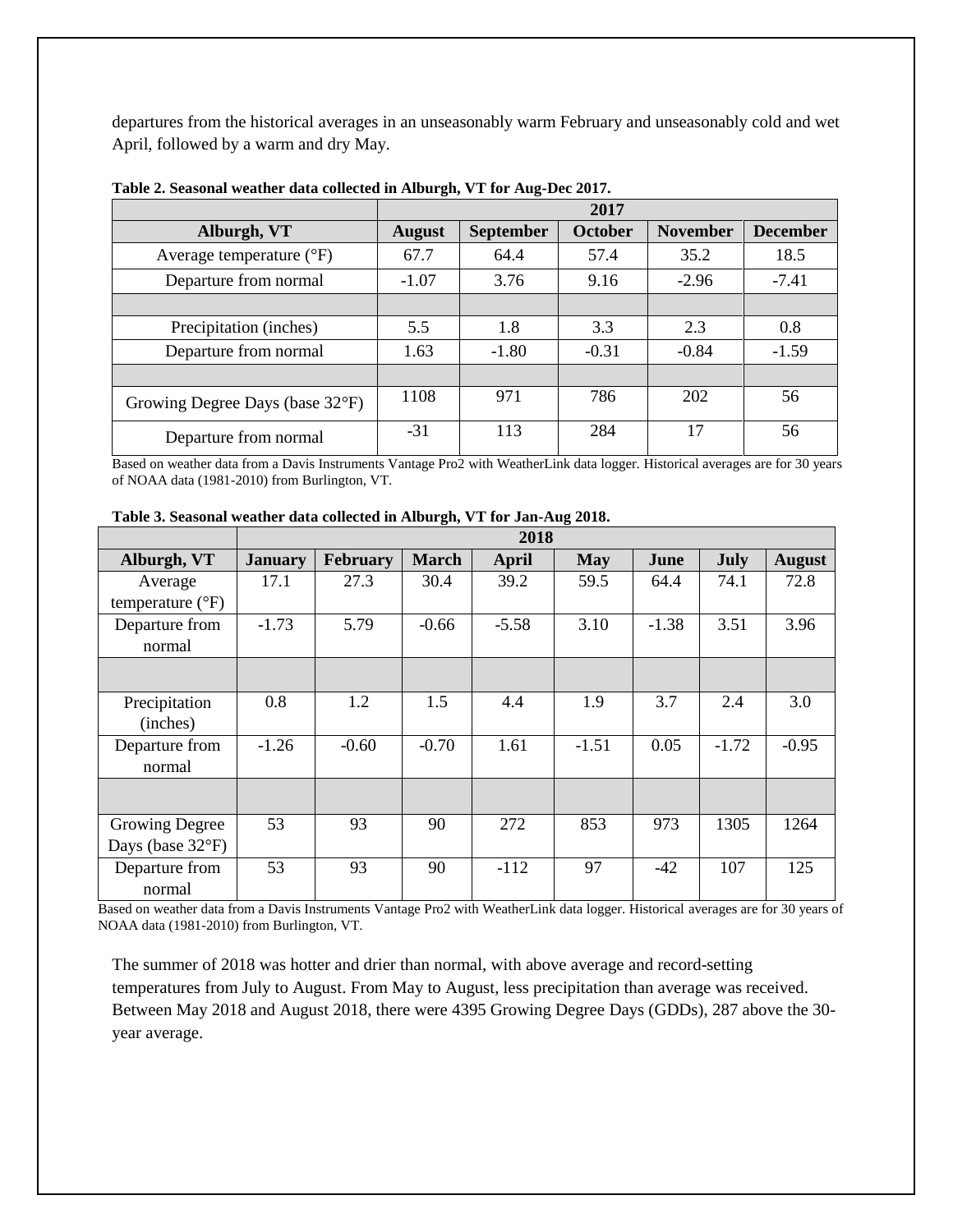departures from the historical averages in an unseasonably warm February and unseasonably cold and wet April, followed by a warm and dry May.

**Table 2. Seasonal weather data collected in Alburgh, VT for Aug-Dec 2017.**

| | 2017 | | | | |
|---|---|---|---|---|---|
| **Alburgh, VT** | **August** | **September** | **October** | **November** | **December** |
| Average temperature (°F) | 67.7 | 64.4 | 57.4 | 35.2 | 18.5 |
| Departure from normal | -1.07 | 3.76 | 9.16 | -2.96 | -7.41 |
| | | | | | |
| Precipitation (inches) | 5.5 | 1.8 | 3.3 | 2.3 | 0.8 |
| Departure from normal | 1.63 | -1.80 | -0.31 | -0.84 | -1.59 |
| | | | | | |
| Growing Degree Days (base 32°F) | 1108 | 971 | 786 | 202 | 56 |
| Departure from normal | -31 | 113 | 284 | 17 | 56 |

Based on weather data from a Davis Instruments Vantage Pro2 with WeatherLink data logger. Historical averages are for 30 years of NOAA data (1981-2010) from Burlington, VT.

**Table 3. Seasonal weather data collected in Alburgh, VT for Jan-Aug 2018.**

| | 2018 | | | | | | | |
|---|---|---|---|---|---|---|---|---|
| **Alburgh, VT** | **January** | **February** | **March** | **April** | **May** | **June** | **July** | **August** |
| Average temperature (°F) | 17.1 | 27.3 | 30.4 | 39.2 | 59.5 | 64.4 | 74.1 | 72.8 |
| Departure from normal | -1.73 | 5.79 | -0.66 | -5.58 | 3.10 | -1.38 | 3.51 | 3.96 |
| | | | | | | | | |
| Precipitation (inches) | 0.8 | 1.2 | 1.5 | 4.4 | 1.9 | 3.7 | 2.4 | 3.0 |
| Departure from normal | -1.26 | -0.60 | -0.70 | 1.61 | -1.51 | 0.05 | -1.72 | -0.95 |
| | | | | | | | | |
| Growing Degree Days (base 32°F) | 53 | 93 | 90 | 272 | 853 | 973 | 1305 | 1264 |
| Departure from normal | 53 | 93 | 90 | -112 | 97 | -42 | 107 | 125 |

Based on weather data from a Davis Instruments Vantage Pro2 with WeatherLink data logger. Historical averages are for 30 years of NOAA data (1981-2010) from Burlington, VT.

The summer of 2018 was hotter and drier than normal, with above average and record-setting temperatures from July to August. From May to August, less precipitation than average was received. Between May 2018 and August 2018, there were 4395 Growing Degree Days (GDDs), 287 above the 30-year average.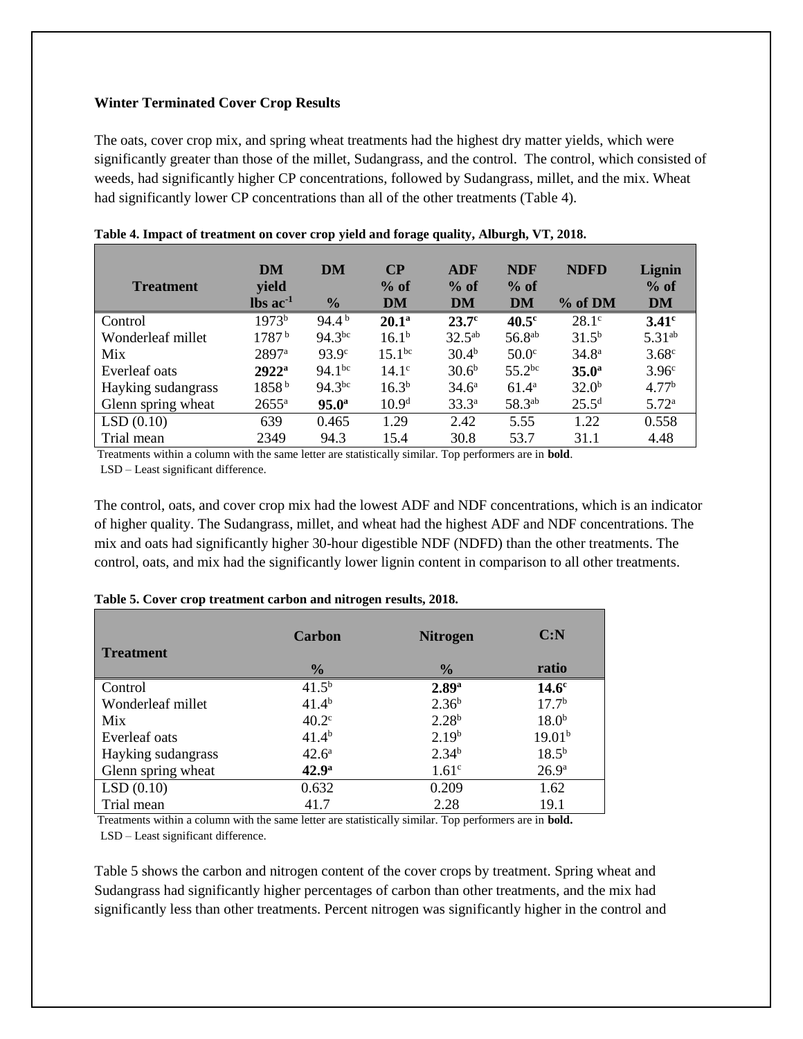**Winter Terminated Cover Crop Results**

The oats, cover crop mix, and spring wheat treatments had the highest dry matter yields, which were significantly greater than those of the millet, Sudangrass, and the control. The control, which consisted of weeds, had significantly higher CP concentrations, followed by Sudangrass, millet, and the mix. Wheat had significantly lower CP concentrations than all of the other treatments (Table 4).

**Table 4. Impact of treatment on cover crop yield and forage quality, Alburgh, VT, 2018.**

| Treatment | DM yield lbs $ac^{-1}$ | DM % | CP % of DM | ADF % of DM | NDF % of DM | NDFD % of DM | Lignin % of DM |
|---|---|---|---|---|---|---|---|
| Control | 1973[b] | 94.4 [b] | **20.1[a]** | **23.7[c]** | **40.5[c]** | 28.1[c] | **3.41[c]** |
| Wonderleaf millet | 1787 [b] | 94.3[bc] | 16.1[b] | 32.5[ab] | 56.8[ab] | 31.5[b] | 5.31[ab] |
| Mix | 2897[a] | 93.9[c] | 15.1[bc] | 30.4[b] | 50.0[c] | 34.8[a] | 3.68[c] |
| Everleaf oats | **2922[a]** | 94.1[bc] | 14.1[c] | 30.6[b] | 55.2[bc] | **35.0[a]** | 3.96[c] |
| Hayking sudangrass | 1858 [b] | 94.3[bc] | 16.3[b] | 34.6[a] | 61.4[a] | 32.0[b] | 4.77[b] |
| Glenn spring wheat | 2655[a] | **95.0[a]** | 10.9[d] | 33.3[a] | 58.3[ab] | 25.5[d] | 5.72[a] |
| LSD (0.10) | 639 | 0.465 | 1.29 | 2.42 | 5.55 | 1.22 | 0.558 |
| Trial mean | 2349 | 94.3 | 15.4 | 30.8 | 53.7 | 31.1 | 4.48 |

Treatments within a column with the same letter are statistically similar. Top performers are in **bold**.
LSD – Least significant difference.

The control, oats, and cover crop mix had the lowest ADF and NDF concentrations, which is an indicator of higher quality. The Sudangrass, millet, and wheat had the highest ADF and NDF concentrations. The mix and oats had significantly higher 30-hour digestible NDF (NDFD) than the other treatments. The control, oats, and mix had the significantly lower lignin content in comparison to all other treatments.

**Table 5. Cover crop treatment carbon and nitrogen results, 2018.**

| Treatment | Carbon % | Nitrogen % | C:N ratio |
|---|---|---|---|
| Control | 41.5[b] | **2.89[a]** | **14.6[c]** |
| Wonderleaf millet | 41.4[b] | 2.36[b] | 17.7[b] |
| Mix | 40.2[c] | 2.28[b] | 18.0[b] |
| Everleaf oats | 41.4[b] | 2.19[b] | 19.01[b] |
| Hayking sudangrass | 42.6[a] | 2.34[b] | 18.5[b] |
| Glenn spring wheat | **42.9[a]** | 1.61[c] | 26.9[a] |
| LSD (0.10) | 0.632 | 0.209 | 1.62 |
| Trial mean | 41.7 | 2.28 | 19.1 |

Treatments within a column with the same letter are statistically similar. Top performers are in **bold.**
LSD – Least significant difference.

Table 5 shows the carbon and nitrogen content of the cover crops by treatment. Spring wheat and Sudangrass had significantly higher percentages of carbon than other treatments, and the mix had significantly less than other treatments. Percent nitrogen was significantly higher in the control and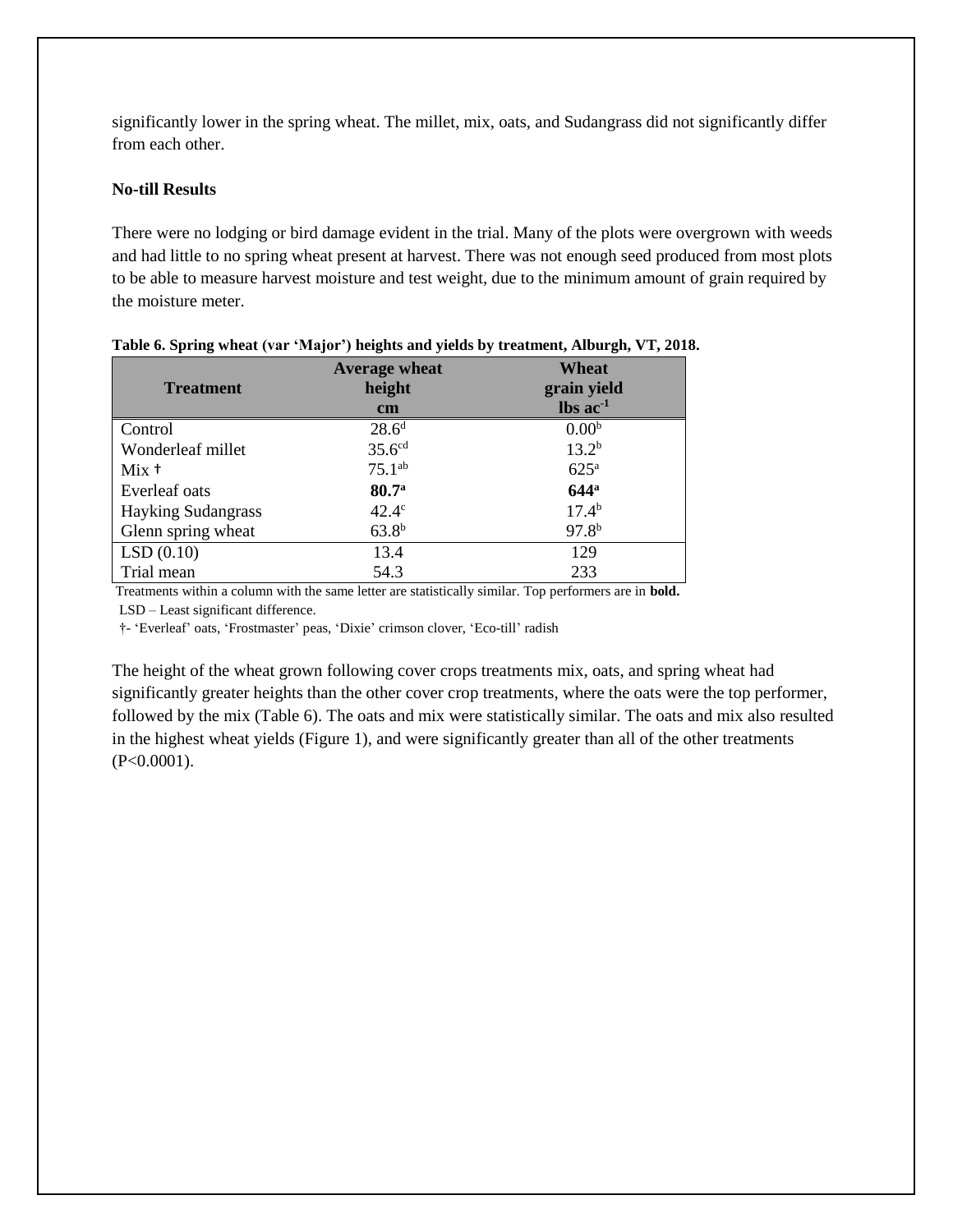significantly lower in the spring wheat. The millet, mix, oats, and Sudangrass did not significantly differ from each other.

**No-till Results**

There were no lodging or bird damage evident in the trial. Many of the plots were overgrown with weeds and had little to no spring wheat present at harvest. There was not enough seed produced from most plots to be able to measure harvest moisture and test weight, due to the minimum amount of grain required by the moisture meter.

**Table 6. Spring wheat (var 'Major') heights and yields by treatment, Alburgh, VT, 2018.**

| Treatment | Average wheat height cm | Wheat grain yield lbs $ac^{-1}$ |
|---|---|---|
| Control | $28.6^{d}$ | $0.00^{b}$ |
| Wonderleaf millet | $35.6^{cd}$ | $13.2^{b}$ |
| Mix † | $75.1^{ab}$ | $625^{a}$ |
| Everleaf oats | **$80.7^{a}$** | **$644^{a}$** |
| Hayking Sudangrass | $42.4^{c}$ | $17.4^{b}$ |
| Glenn spring wheat | $63.8^{b}$ | $97.8^{b}$ |
| LSD (0.10) | 13.4 | 129 |
| Trial mean | 54.3 | 233 |

Treatments within a column with the same letter are statistically similar. Top performers are in **bold.**

LSD – Least significant difference.

†- 'Everleaf' oats, 'Frostmaster' peas, 'Dixie' crimson clover, 'Eco-till' radish

The height of the wheat grown following cover crops treatments mix, oats, and spring wheat had significantly greater heights than the other cover crop treatments, where the oats were the top performer, followed by the mix (Table 6). The oats and mix were statistically similar. The oats and mix also resulted in the highest wheat yields (Figure 1), and were significantly greater than all of the other treatments ($P<0.0001$).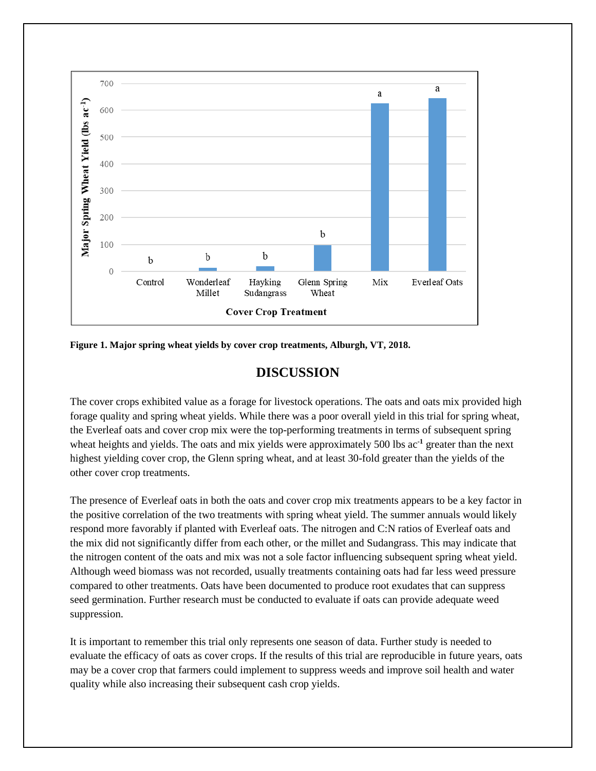**Figure 1. Major spring wheat yields by cover crop treatments, Alburgh, VT, 2018.**

## DISCUSSION

The cover crops exhibited value as a forage for livestock operations. The oats and oats mix provided high forage quality and spring wheat yields. While there was a poor overall yield in this trial for spring wheat, the Everleaf oats and cover crop mix were the top-performing treatments in terms of subsequent spring wheat heights and yields. The oats and mix yields were approximately 500 lbs ac$^{-1}$ greater than the next highest yielding cover crop, the Glenn spring wheat, and at least 30-fold greater than the yields of the other cover crop treatments.

The presence of Everleaf oats in both the oats and cover crop mix treatments appears to be a key factor in the positive correlation of the two treatments with spring wheat yield. The summer annuals would likely respond more favorably if planted with Everleaf oats. The nitrogen and C:N ratios of Everleaf oats and the mix did not significantly differ from each other, or the millet and Sudangrass. This may indicate that the nitrogen content of the oats and mix was not a sole factor influencing subsequent spring wheat yield. Although weed biomass was not recorded, usually treatments containing oats had far less weed pressure compared to other treatments. Oats have been documented to produce root exudates that can suppress seed germination. Further research must be conducted to evaluate if oats can provide adequate weed suppression.

It is important to remember this trial only represents one season of data. Further study is needed to evaluate the efficacy of oats as cover crops. If the results of this trial are reproducible in future years, oats may be a cover crop that farmers could implement to suppress weeds and improve soil health and water quality while also increasing their subsequent cash crop yields.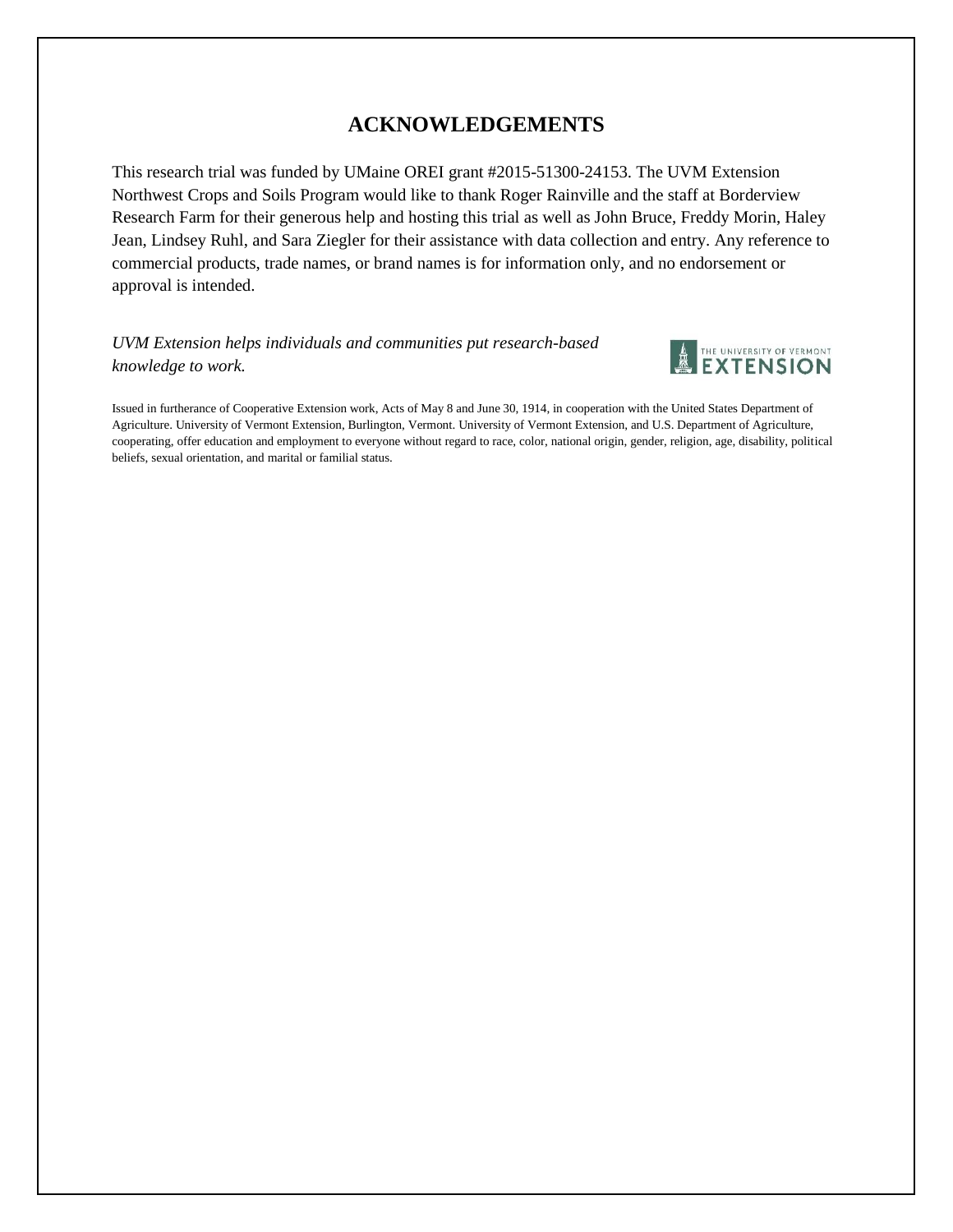## ACKNOWLEDGEMENTS

This research trial was funded by UMaine OREI grant #2015-51300-24153. The UVM Extension Northwest Crops and Soils Program would like to thank Roger Rainville and the staff at Borderview Research Farm for their generous help and hosting this trial as well as John Bruce, Freddy Morin, Haley Jean, Lindsey Ruhl, and Sara Ziegler for their assistance with data collection and entry. Any reference to commercial products, trade names, or brand names is for information only, and no endorsement or approval is intended.

*UVM Extension helps individuals and communities put research-based knowledge to work.*

THE UNIVERSITY OF VERMONT EXTENSION

Issued in furtherance of Cooperative Extension work, Acts of May 8 and June 30, 1914, in cooperation with the United States Department of Agriculture. University of Vermont Extension, Burlington, Vermont. University of Vermont Extension, and U.S. Department of Agriculture, cooperating, offer education and employment to everyone without regard to race, color, national origin, gender, religion, age, disability, political beliefs, sexual orientation, and marital or familial status.